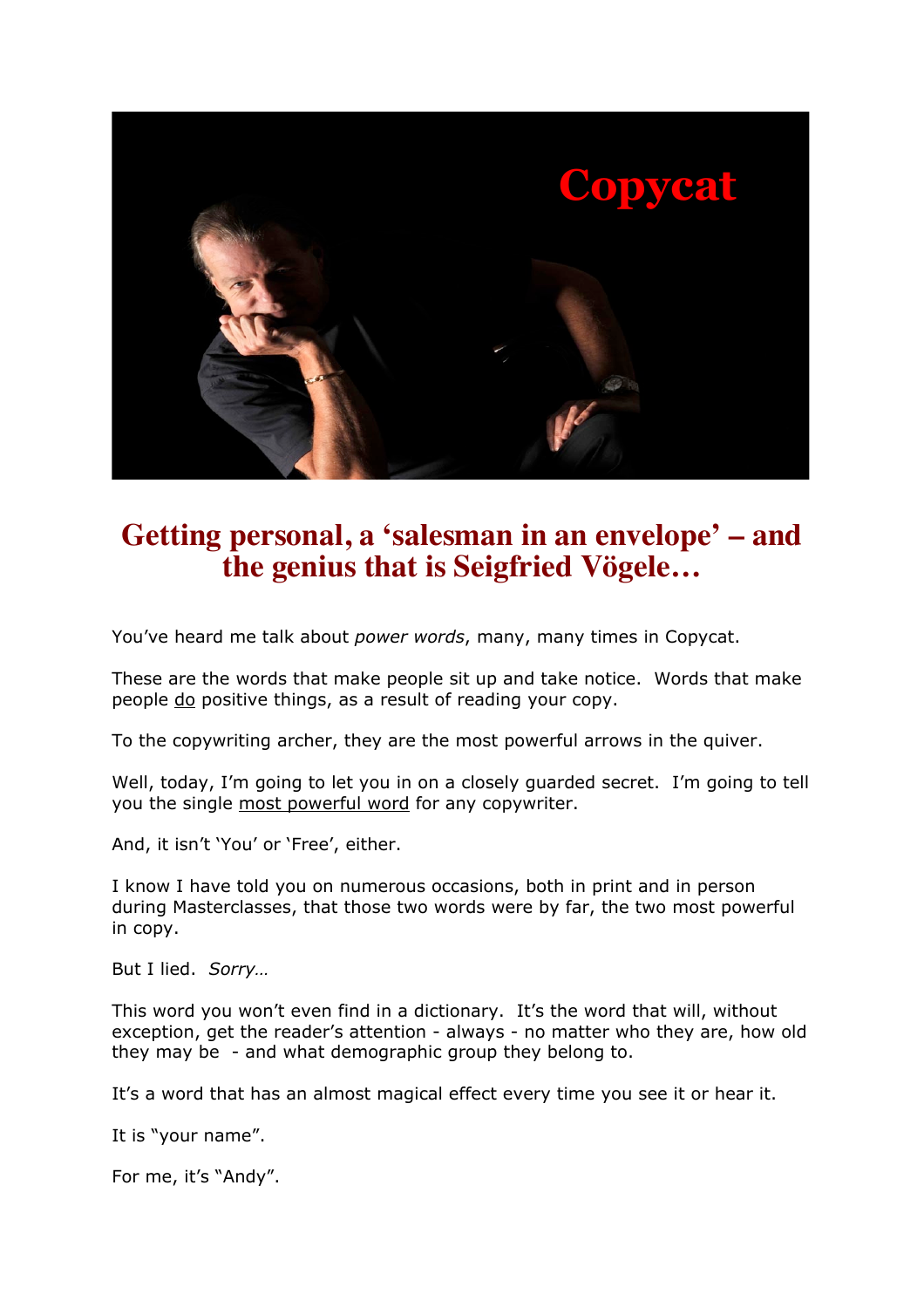Copycat

# Getting personal, a 'salesman in an envelope' – and the genius that is Seigfried Vögele…

You've heard me talk about *power words*, many, many times in Copycat.

These are the words that make people sit up and take notice. Words that make people do positive things, as a result of reading your copy.

To the copywriting archer, they are the most powerful arrows in the quiver.

Well, today, I'm going to let you in on a closely guarded secret. I'm going to tell you the single most powerful word for any copywriter.

And, it isn't 'You' or 'Free', either.

I know I have told you on numerous occasions, both in print and in person during Masterclasses, that those two words were by far, the two most powerful in copy.

But I lied. *Sorry…*

This word you won't even find in a dictionary. It's the word that will, without exception, get the reader's attention - always - no matter who they are, how old they may be - and what demographic group they belong to.

It's a word that has an almost magical effect every time you see it or hear it.

It is "your name".

For me, it's "Andy".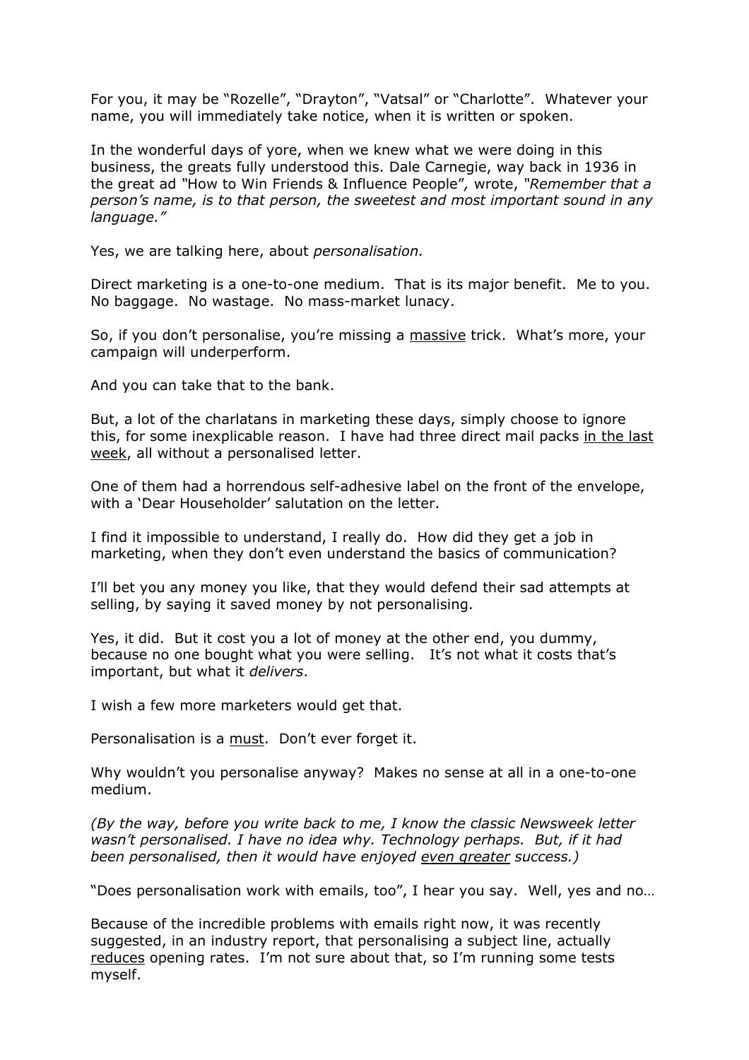For you, it may be "Rozelle", "Drayton", "Vatsal" or "Charlotte". Whatever your name, you will immediately take notice, when it is written or spoken.

In the wonderful days of yore, when we knew what we were doing in this business, the greats fully understood this. Dale Carnegie, way back in 1936 in the great ad *"How to Win Friends & Influence People",* wrote, *"Remember that a person's name, is to that person, the sweetest and most important sound in any language."*

Yes, we are talking here, about *personalisation.*

Direct marketing is a one-to-one medium. That is its major benefit. Me to you. No baggage. No wastage. No mass-market lunacy.

So, if you don't personalise, you're missing a <u>massive</u> trick. What's more, your campaign will underperform.

And you can take that to the bank.

But, a lot of the charlatans in marketing these days, simply choose to ignore this, for some inexplicable reason. I have had three direct mail packs <u>in the last week</u>, all without a personalised letter.

One of them had a horrendous self-adhesive label on the front of the envelope, with a 'Dear Householder' salutation on the letter.

I find it impossible to understand, I really do. How did they get a job in marketing, when they don't even understand the basics of communication?

I'll bet you any money you like, that they would defend their sad attempts at selling, by saying it saved money by not personalising.

Yes, it did. But it cost you a lot of money at the other end, you dummy, because no one bought what you were selling. It's not what it costs that's important, but what it *delivers*.

I wish a few more marketers would get that.

Personalisation is a <u>must</u>. Don't ever forget it.

Why wouldn't you personalise anyway? Makes no sense at all in a one-to-one medium.

*(By the way, before you write back to me, I know the classic Newsweek letter wasn't personalised. I have no idea why. Technology perhaps. But, if it had been personalised, then it would have enjoyed <u>even greater</u> success.)*

"Does personalisation work with emails, too", I hear you say. Well, yes and no…

Because of the incredible problems with emails right now, it was recently suggested, in an industry report, that personalising a subject line, actually <u>reduces</u> opening rates. I'm not sure about that, so I'm running some tests myself.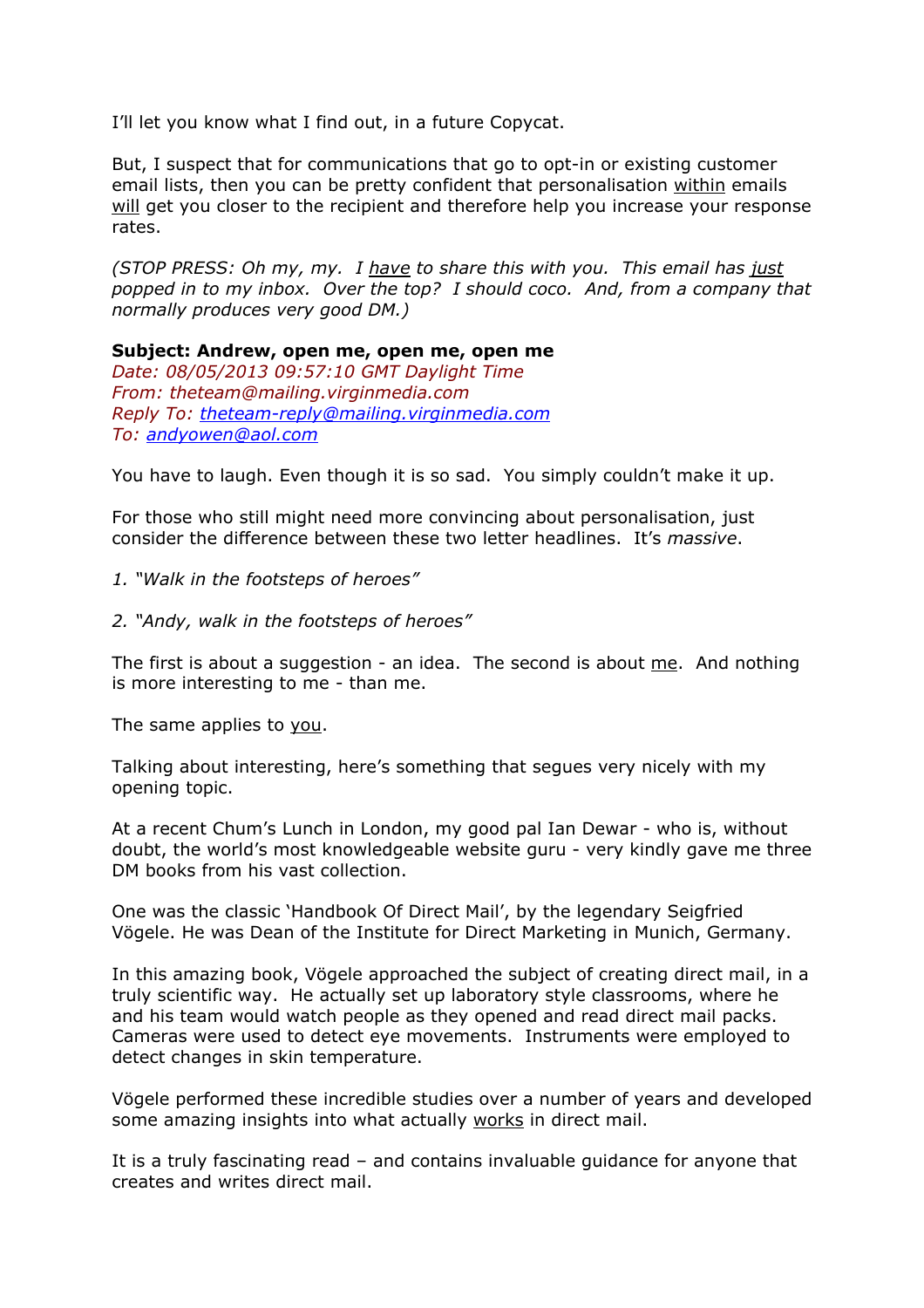I'll let you know what I find out, in a future Copycat.

But, I suspect that for communications that go to opt-in or existing customer email lists, then you can be pretty confident that personalisation <u>within</u> emails <u>will</u> get you closer to the recipient and therefore help you increase your response rates.

*(STOP PRESS: Oh my, my. I <u>have</u> to share this with you. This email has <u>just</u> popped in to my inbox. Over the top? I should coco. And, from a company that normally produces very good DM.)*

**Subject: Andrew, open me, open me, open me**
*Date: 08/05/2013 09:57:10 GMT Daylight Time*
*From: theteam@mailing.virginmedia.com*
*Reply To: theteam-reply@mailing.virginmedia.com*
*To: andyowen@aol.com*

You have to laugh. Even though it is so sad. You simply couldn't make it up.

For those who still might need more convincing about personalisation, just consider the difference between these two letter headlines. It's *massive*.

*1. "Walk in the footsteps of heroes"*

*2. "Andy, walk in the footsteps of heroes"*

The first is about a suggestion - an idea. The second is about <u>me</u>. And nothing is more interesting to me - than me.

The same applies to <u>you</u>.

Talking about interesting, here's something that segues very nicely with my opening topic.

At a recent Chum's Lunch in London, my good pal Ian Dewar - who is, without doubt, the world's most knowledgeable website guru - very kindly gave me three DM books from his vast collection.

One was the classic 'Handbook Of Direct Mail', by the legendary Seigfried Vögele. He was Dean of the Institute for Direct Marketing in Munich, Germany.

In this amazing book, Vögele approached the subject of creating direct mail, in a truly scientific way. He actually set up laboratory style classrooms, where he and his team would watch people as they opened and read direct mail packs. Cameras were used to detect eye movements. Instruments were employed to detect changes in skin temperature.

Vögele performed these incredible studies over a number of years and developed some amazing insights into what actually <u>works</u> in direct mail.

It is a truly fascinating read – and contains invaluable guidance for anyone that creates and writes direct mail.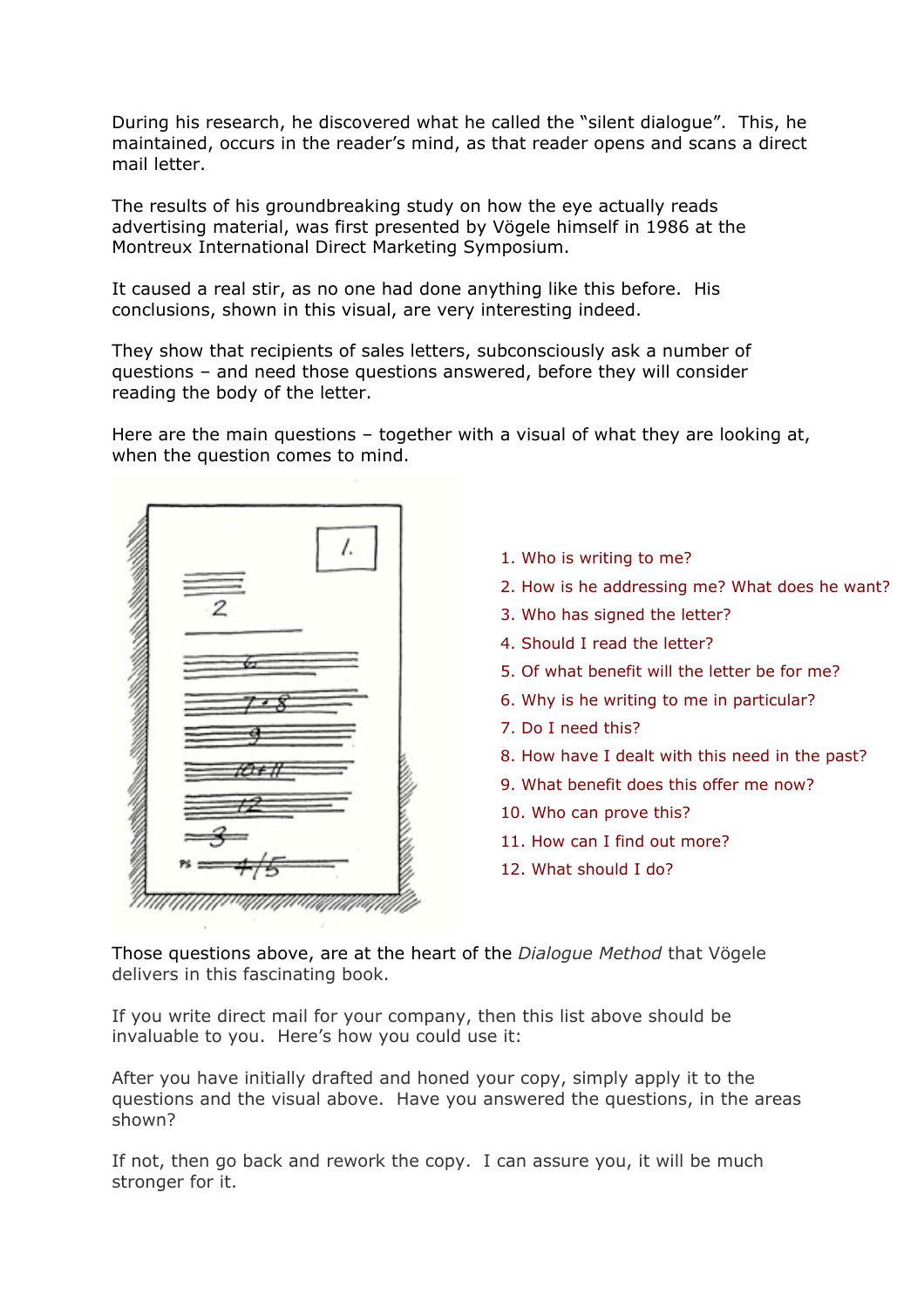During his research, he discovered what he called the “silent dialogue”. This, he maintained, occurs in the reader’s mind, as that reader opens and scans a direct mail letter.

The results of his groundbreaking study on how the eye actually reads advertising material, was first presented by Vögele himself in 1986 at the Montreux International Direct Marketing Symposium.

It caused a real stir, as no one had done anything like this before. His conclusions, shown in this visual, are very interesting indeed.

They show that recipients of sales letters, subconsciously ask a number of questions – and need those questions answered, before they will consider reading the body of the letter.

Here are the main questions – together with a visual of what they are looking at, when the question comes to mind.

1. Who is writing to me?
2. How is he addressing me? What does he want?
3. Who has signed the letter?
4. Should I read the letter?
5. Of what benefit will the letter be for me?
6. Why is he writing to me in particular?
7. Do I need this?
8. How have I dealt with this need in the past?
9. What benefit does this offer me now?
10. Who can prove this?
11. How can I find out more?
12. What should I do?

Those questions above, are at the heart of the *Dialogue Method* that Vögele delivers in this fascinating book.

If you write direct mail for your company, then this list above should be invaluable to you. Here’s how you could use it:

After you have initially drafted and honed your copy, simply apply it to the questions and the visual above. Have you answered the questions, in the areas shown?

If not, then go back and rework the copy. I can assure you, it will be much stronger for it.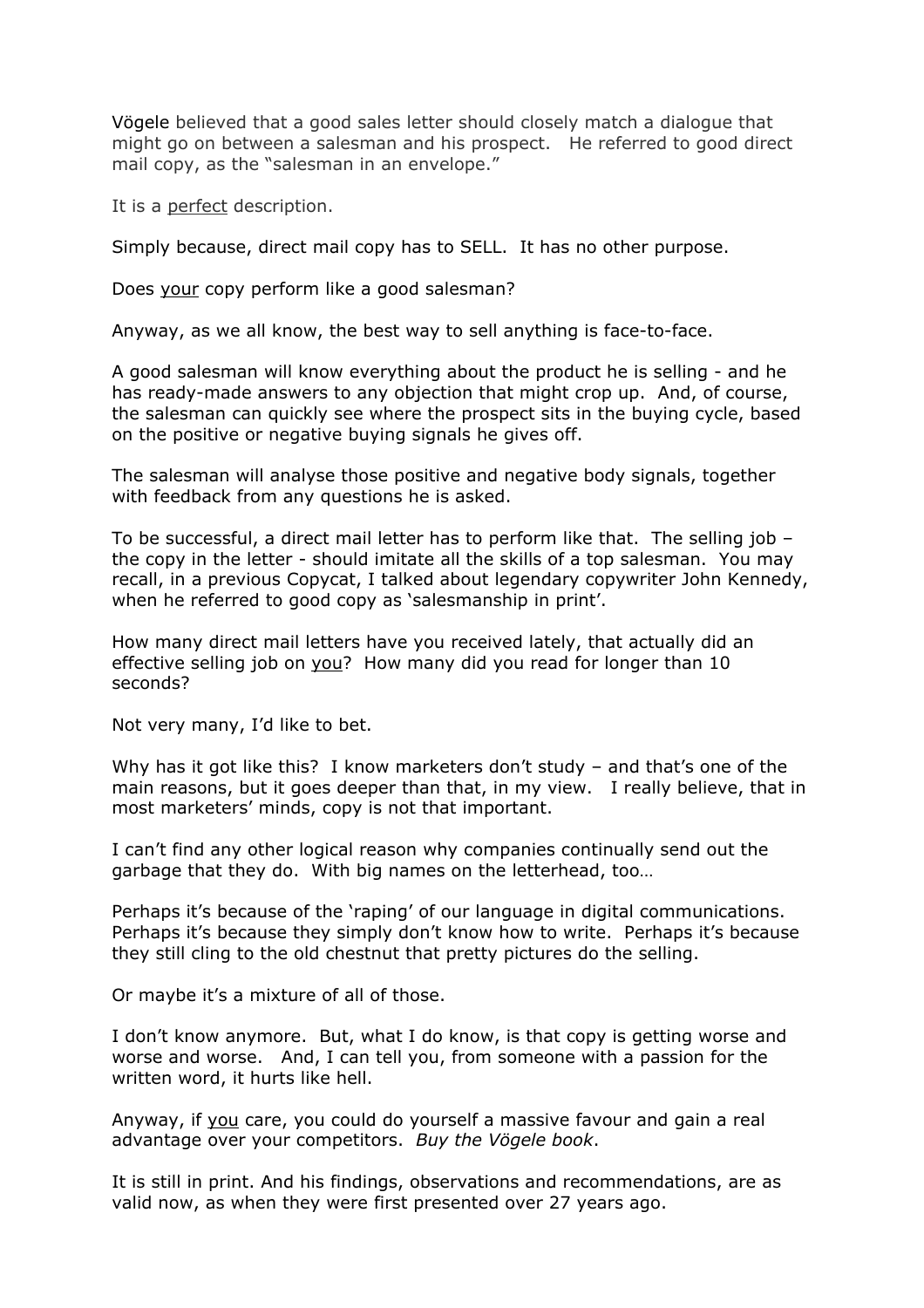Vögele believed that a good sales letter should closely match a dialogue that might go on between a salesman and his prospect. He referred to good direct mail copy, as the "salesman in an envelope."

It is a perfect description.

Simply because, direct mail copy has to SELL. It has no other purpose.

Does your copy perform like a good salesman?

Anyway, as we all know, the best way to sell anything is face-to-face.

A good salesman will know everything about the product he is selling - and he has ready-made answers to any objection that might crop up. And, of course, the salesman can quickly see where the prospect sits in the buying cycle, based on the positive or negative buying signals he gives off.

The salesman will analyse those positive and negative body signals, together with feedback from any questions he is asked.

To be successful, a direct mail letter has to perform like that. The selling job – the copy in the letter - should imitate all the skills of a top salesman. You may recall, in a previous Copycat, I talked about legendary copywriter John Kennedy, when he referred to good copy as 'salesmanship in print'.

How many direct mail letters have you received lately, that actually did an effective selling job on you? How many did you read for longer than 10 seconds?

Not very many, I'd like to bet.

Why has it got like this? I know marketers don't study – and that's one of the main reasons, but it goes deeper than that, in my view. I really believe, that in most marketers' minds, copy is not that important.

I can't find any other logical reason why companies continually send out the garbage that they do. With big names on the letterhead, too…

Perhaps it's because of the 'raping' of our language in digital communications. Perhaps it's because they simply don't know how to write. Perhaps it's because they still cling to the old chestnut that pretty pictures do the selling.

Or maybe it's a mixture of all of those.

I don't know anymore. But, what I do know, is that copy is getting worse and worse and worse. And, I can tell you, from someone with a passion for the written word, it hurts like hell.

Anyway, if you care, you could do yourself a massive favour and gain a real advantage over your competitors. *Buy the Vögele book*.

It is still in print. And his findings, observations and recommendations, are as valid now, as when they were first presented over 27 years ago.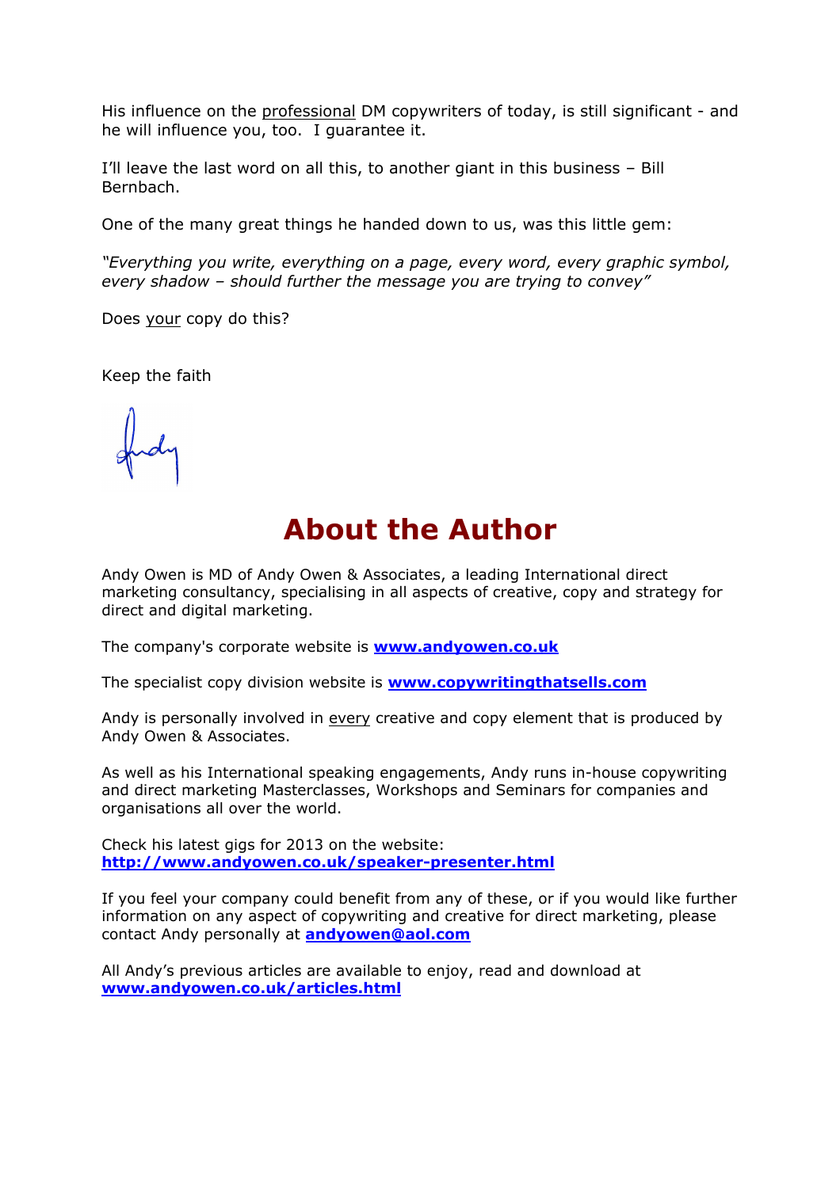His influence on the professional DM copywriters of today, is still significant - and he will influence you, too. I guarantee it.

I'll leave the last word on all this, to another giant in this business – Bill Bernbach.

One of the many great things he handed down to us, was this little gem:

*"Everything you write, everything on a page, every word, every graphic symbol, every shadow – should further the message you are trying to convey"*

Does your copy do this?

Keep the faith

Andy

# About the Author

Andy Owen is MD of Andy Owen & Associates, a leading International direct marketing consultancy, specialising in all aspects of creative, copy and strategy for direct and digital marketing.

The company's corporate website is **www.andyowen.co.uk**

The specialist copy division website is **www.copywritingthatsells.com**

Andy is personally involved in every creative and copy element that is produced by Andy Owen & Associates.

As well as his International speaking engagements, Andy runs in-house copywriting and direct marketing Masterclasses, Workshops and Seminars for companies and organisations all over the world.

Check his latest gigs for 2013 on the website:
**http://www.andyowen.co.uk/speaker-presenter.html**

If you feel your company could benefit from any of these, or if you would like further information on any aspect of copywriting and creative for direct marketing, please contact Andy personally at **andyowen@aol.com**

All Andy's previous articles are available to enjoy, read and download at
**www.andyowen.co.uk/articles.html**